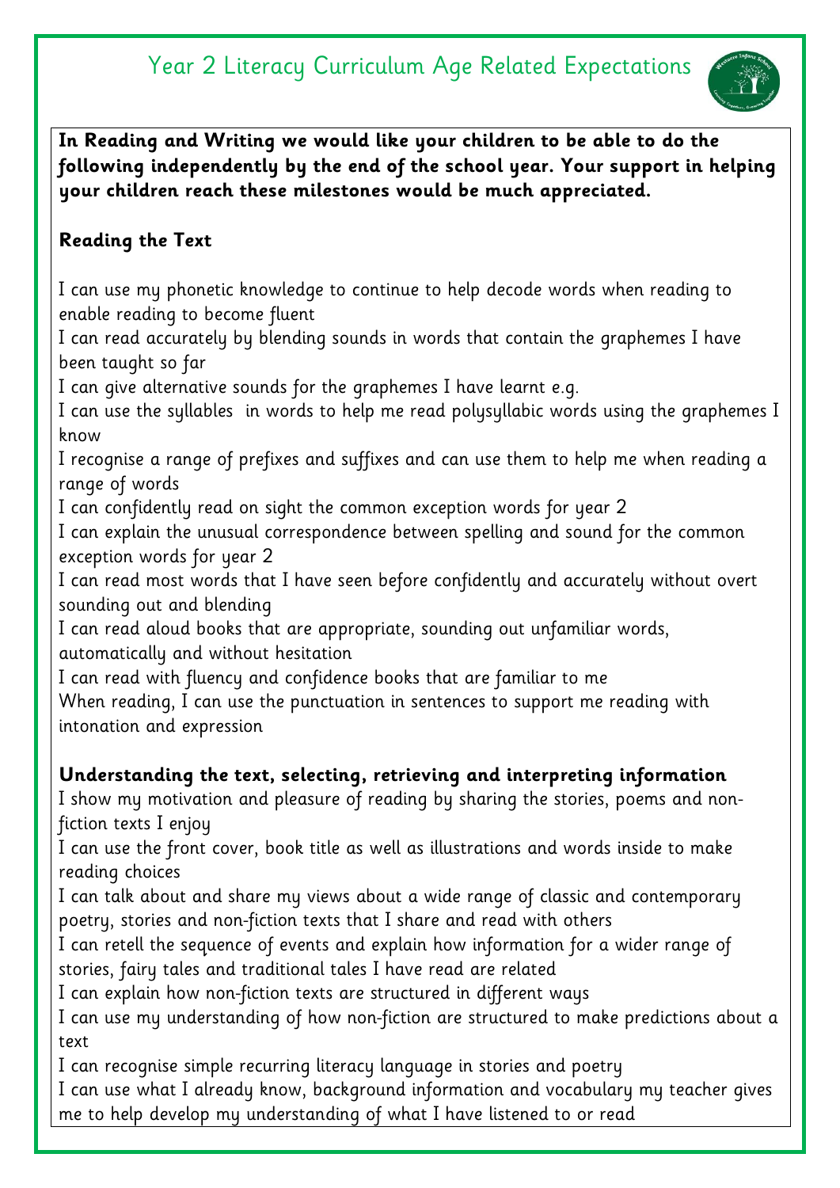# Year 2 Literacy Curriculum Age Related Expectations

**In Reading and Writing we would like your children to be able to do the following independently by the end of the school year. Your support in helping your children reach these milestones would be much appreciated.**

**Reading the Text**

I can use my phonetic knowledge to continue to help decode words when reading to enable reading to become fluent
I can read accurately by blending sounds in words that contain the graphemes I have been taught so far
I can give alternative sounds for the graphemes I have learnt e.g.
I can use the syllables in words to help me read polysyllabic words using the graphemes I know
I recognise a range of prefixes and suffixes and can use them to help me when reading a range of words
I can confidently read on sight the common exception words for year 2
I can explain the unusual correspondence between spelling and sound for the common exception words for year 2
I can read most words that I have seen before confidently and accurately without overt sounding out and blending
I can read aloud books that are appropriate, sounding out unfamiliar words, automatically and without hesitation
I can read with fluency and confidence books that are familiar to me
When reading, I can use the punctuation in sentences to support me reading with intonation and expression

**Understanding the text, selecting, retrieving and interpreting information**
I show my motivation and pleasure of reading by sharing the stories, poems and non-fiction texts I enjoy
I can use the front cover, book title as well as illustrations and words inside to make reading choices
I can talk about and share my views about a wide range of classic and contemporary poetry, stories and non-fiction texts that I share and read with others
I can retell the sequence of events and explain how information for a wider range of stories, fairy tales and traditional tales I have read are related
I can explain how non-fiction texts are structured in different ways
I can use my understanding of how non-fiction are structured to make predictions about a text
I can recognise simple recurring literacy language in stories and poetry
I can use what I already know, background information and vocabulary my teacher gives me to help develop my understanding of what I have listened to or read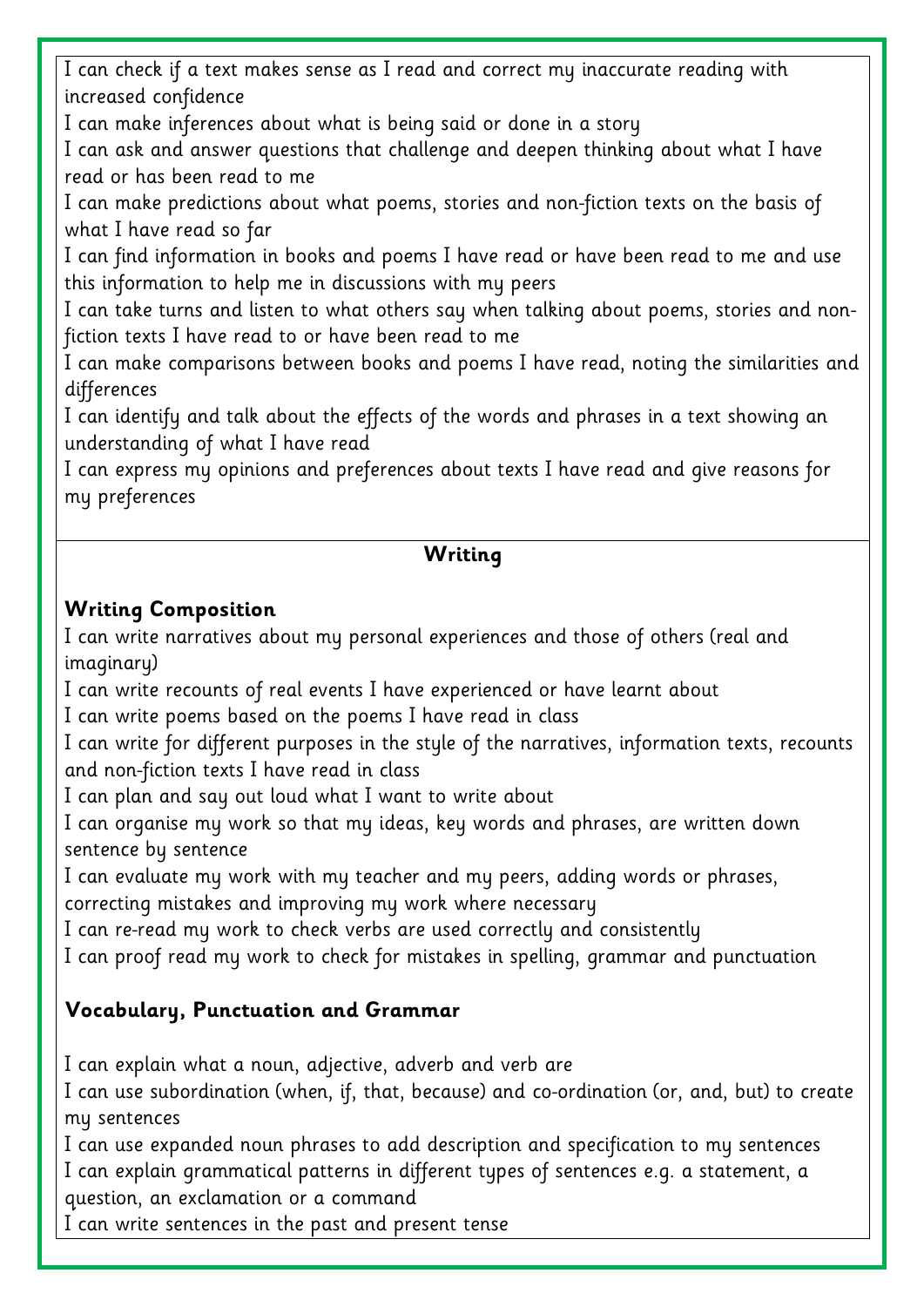I can check if a text makes sense as I read and correct my inaccurate reading with increased confidence

I can make inferences about what is being said or done in a story

I can ask and answer questions that challenge and deepen thinking about what I have read or has been read to me

I can make predictions about what poems, stories and non-fiction texts on the basis of what I have read so far

I can find information in books and poems I have read or have been read to me and use this information to help me in discussions with my peers

I can take turns and listen to what others say when talking about poems, stories and non-fiction texts I have read to or have been read to me

I can make comparisons between books and poems I have read, noting the similarities and differences

I can identify and talk about the effects of the words and phrases in a text showing an understanding of what I have read

I can express my opinions and preferences about texts I have read and give reasons for my preferences

## Writing

### Writing Composition

I can write narratives about my personal experiences and those of others (real and imaginary)

I can write recounts of real events I have experienced or have learnt about

I can write poems based on the poems I have read in class

I can write for different purposes in the style of the narratives, information texts, recounts and non-fiction texts I have read in class

I can plan and say out loud what I want to write about

I can organise my work so that my ideas, key words and phrases, are written down sentence by sentence

I can evaluate my work with my teacher and my peers, adding words or phrases, correcting mistakes and improving my work where necessary

I can re-read my work to check verbs are used correctly and consistently

I can proof read my work to check for mistakes in spelling, grammar and punctuation

### Vocabulary, Punctuation and Grammar

I can explain what a noun, adjective, adverb and verb are

I can use subordination (when, if, that, because) and co-ordination (or, and, but) to create my sentences

I can use expanded noun phrases to add description and specification to my sentences

I can explain grammatical patterns in different types of sentences e.g. a statement, a question, an exclamation or a command

I can write sentences in the past and present tense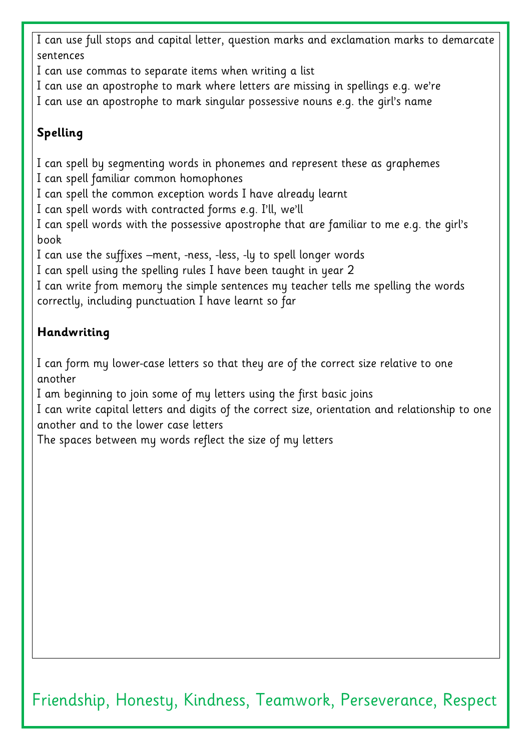I can use full stops and capital letter, question marks and exclamation marks to demarcate sentences
I can use commas to separate items when writing a list
I can use an apostrophe to mark where letters are missing in spellings e.g. we're
I can use an apostrophe to mark singular possessive nouns e.g. the girl's name

**Spelling**

I can spell by segmenting words in phonemes and represent these as graphemes
I can spell familiar common homophones
I can spell the common exception words I have already learnt
I can spell words with contracted forms e.g. I'll, we'll
I can spell words with the possessive apostrophe that are familiar to me e.g. the girl's book
I can use the suffixes –ment, -ness, -less, -ly to spell longer words
I can spell using the spelling rules I have been taught in year 2
I can write from memory the simple sentences my teacher tells me spelling the words correctly, including punctuation I have learnt so far

**Handwriting**

I can form my lower-case letters so that they are of the correct size relative to one another
I am beginning to join some of my letters using the first basic joins
I can write capital letters and digits of the correct size, orientation and relationship to one another and to the lower case letters
The spaces between my words reflect the size of my letters

Friendship, Honesty, Kindness, Teamwork, Perseverance, Respect